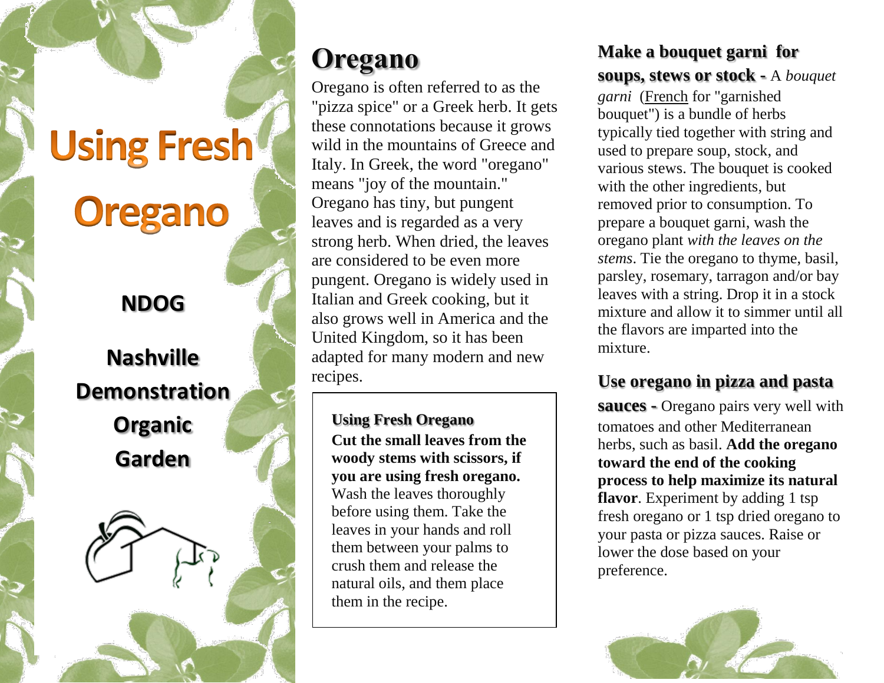# Using Fresh Oregano

**NDOG**

**Nashville Demonstration Organic Garden**

## Oregano

Oregano is often referred to as the "pizza spice" or a Greek herb. It gets these connotations because it grows wild in the mountains of Greece and Italy. In Greek, the word "oregano" means "joy of the mountain." Oregano has tiny, but pungent leaves and is regarded as a very strong herb. When dried, the leaves are considered to be even more pungent. Oregano is widely used in Italian and Greek cooking, but it also grows well in America and the United Kingdom, so it has been adapted for many modern and new recipes.

> **Using Fresh Oregano**
>
> **Cut the small leaves from the woody stems with scissors, if you are using fresh oregano.** Wash the leaves thoroughly before using them. Take the leaves in your hands and roll them between your palms to crush them and release the natural oils, and them place them in the recipe.

**Make a bouquet garni for soups, stews or stock -** A *bouquet garni* (French for "garnished bouquet") is a bundle of herbs typically tied together with string and used to prepare soup, stock, and various stews. The bouquet is cooked with the other ingredients, but removed prior to consumption. To prepare a bouquet garni, wash the oregano plant *with the leaves on the stems*. Tie the oregano to thyme, basil, parsley, rosemary, tarragon and/or bay leaves with a string. Drop it in a stock mixture and allow it to simmer until all the flavors are imparted into the mixture.

**Use oregano in pizza and pasta sauces -** Oregano pairs very well with tomatoes and other Mediterranean herbs, such as basil. **Add the oregano toward the end of the cooking process to help maximize its natural flavor**. Experiment by adding 1 tsp fresh oregano or 1 tsp dried oregano to your pasta or pizza sauces. Raise or lower the dose based on your preference.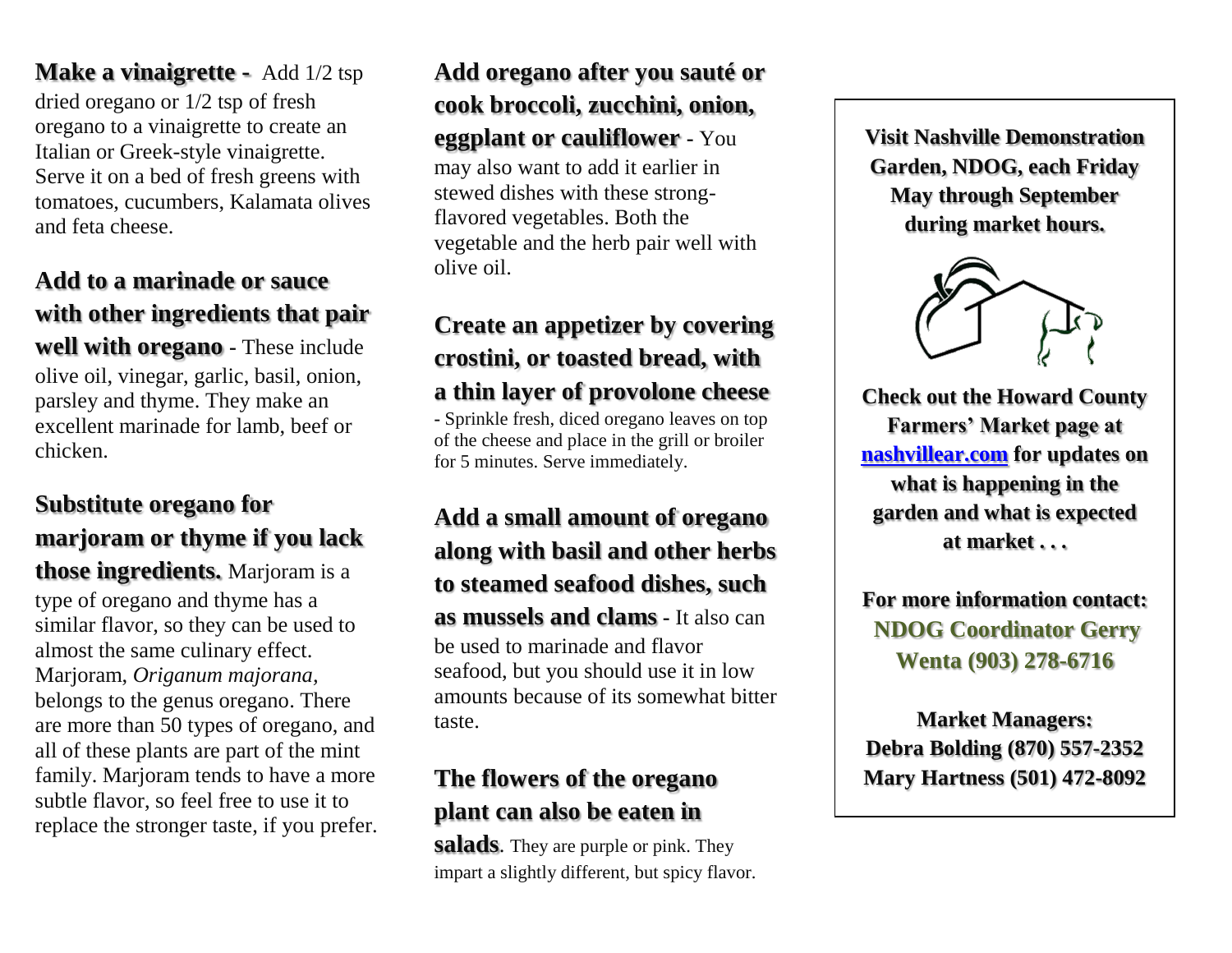**Make a vinaigrette -** Add 1/2 tsp dried oregano or 1/2 tsp of fresh oregano to a vinaigrette to create an Italian or Greek-style vinaigrette. Serve it on a bed of fresh greens with tomatoes, cucumbers, Kalamata olives and feta cheese.

**Add to a marinade or sauce with other ingredients that pair well with oregano** - These include olive oil, vinegar, garlic, basil, onion, parsley and thyme. They make an excellent marinade for lamb, beef or chicken.

**Substitute oregano for marjoram or thyme if you lack those ingredients.** Marjoram is a type of oregano and thyme has a similar flavor, so they can be used to almost the same culinary effect. Marjoram, *Origanum majorana*, belongs to the genus oregano. There are more than 50 types of oregano, and all of these plants are part of the mint family. Marjoram tends to have a more subtle flavor, so feel free to use it to replace the stronger taste, if you prefer.

**Add oregano after you sauté or cook broccoli, zucchini, onion, eggplant or cauliflower** - You may also want to add it earlier in stewed dishes with these strong-flavored vegetables. Both the vegetable and the herb pair well with olive oil.

**Create an appetizer by covering crostini, or toasted bread, with a thin layer of provolone cheese** - Sprinkle fresh, diced oregano leaves on top of the cheese and place in the grill or broiler for 5 minutes. Serve immediately.

**Add a small amount of oregano along with basil and other herbs to steamed seafood dishes, such as mussels and clams** - It also can be used to marinade and flavor seafood, but you should use it in low amounts because of its somewhat bitter taste.

**The flowers of the oregano plant can also be eaten in salads**. They are purple or pink. They impart a slightly different, but spicy flavor.

**Visit Nashville Demonstration Garden, NDOG, each Friday May through September during market hours.**

**Check out the Howard County Farmers' Market page at [nashvillear.com](nashvillear.com) for updates on what is happening in the garden and what is expected at market . . .**

**For more information contact:**
**NDOG Coordinator Gerry Wenta (903) 278-6716**

**Market Managers:**
**Debra Bolding (870) 557-2352**
**Mary Hartness (501) 472-8092**